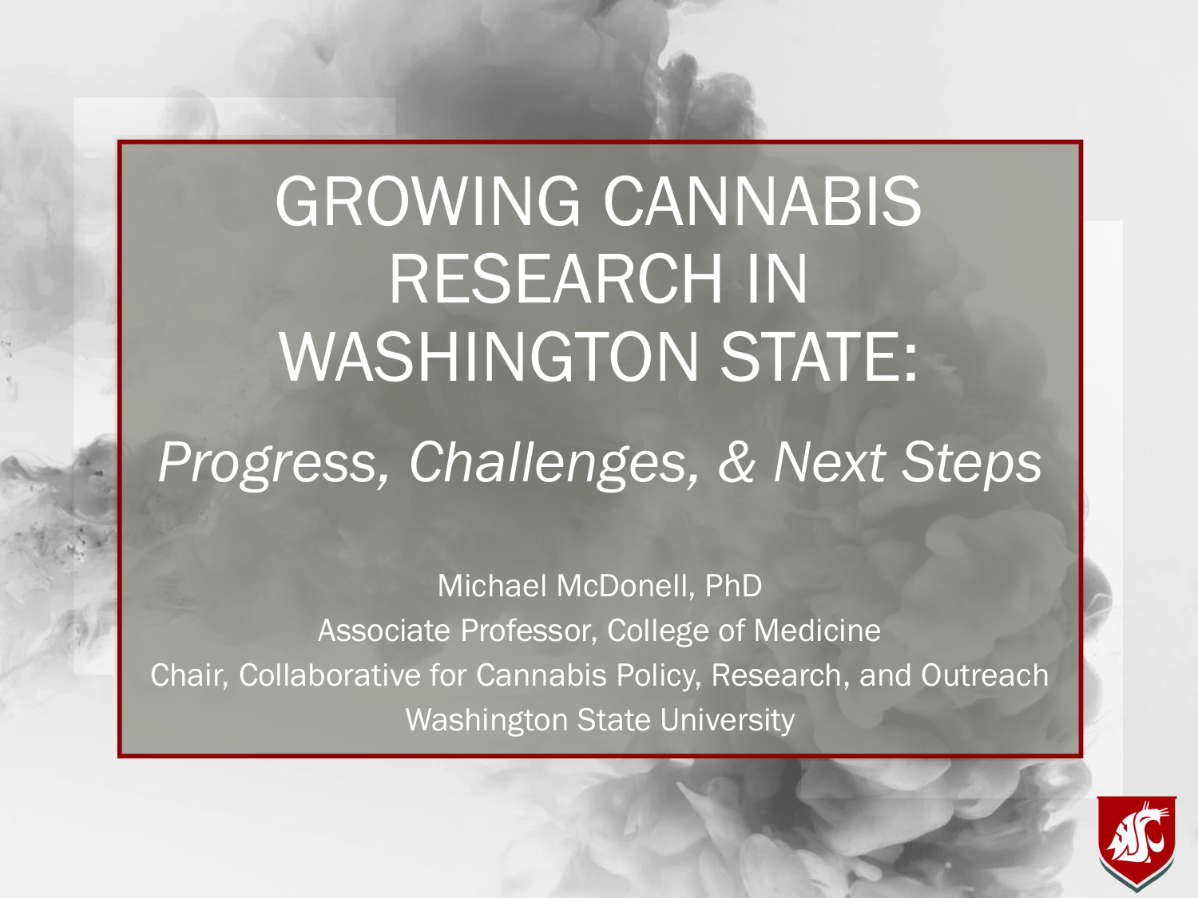# GROWING CANNABIS RESEARCH IN WASHINGTON STATE:

## *Progress, Challenges, & Next Steps*

Michael McDonell, PhD

Associate Professor, College of Medicine

Chair, Collaborative for Cannabis Policy, Research, and Outreach

Washington State University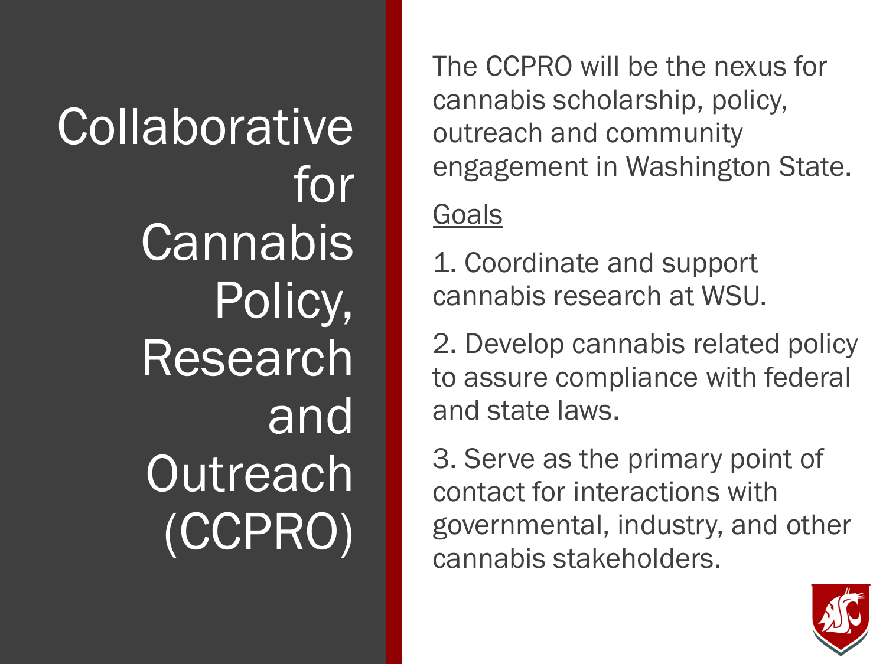# Collaborative for Cannabis Policy, Research and Outreach (CCPRO)

The CCPRO will be the nexus for cannabis scholarship, policy, outreach and community engagement in Washington State.

<u>Goals</u>

1. Coordinate and support cannabis research at WSU.
2. Develop cannabis related policy to assure compliance with federal and state laws.
3. Serve as the primary point of contact for interactions with governmental, industry, and other cannabis stakeholders.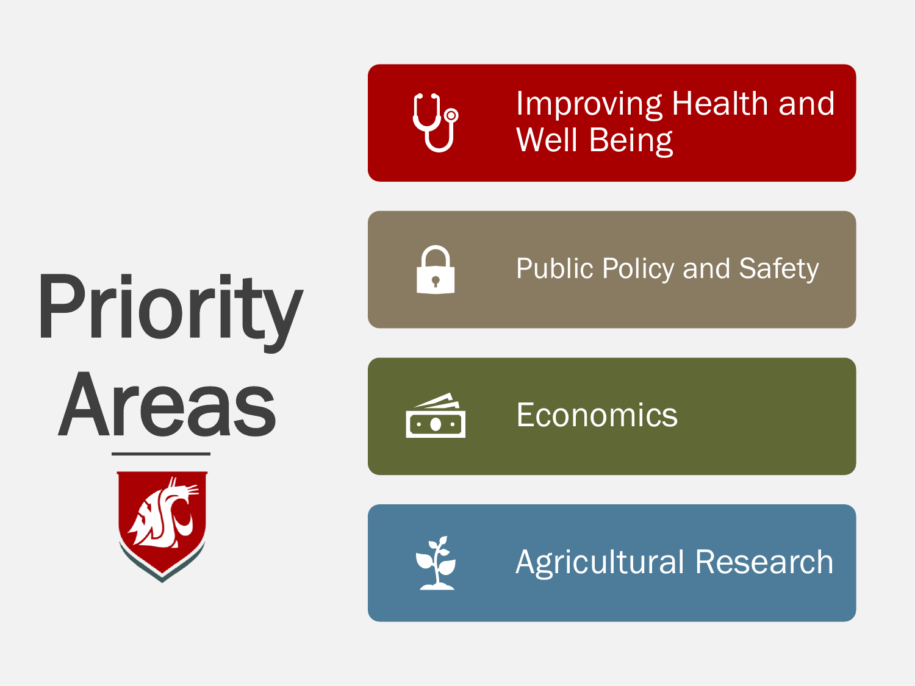# Priority Areas

- Improving Health and Well Being
- Public Policy and Safety
- Economics
- Agricultural Research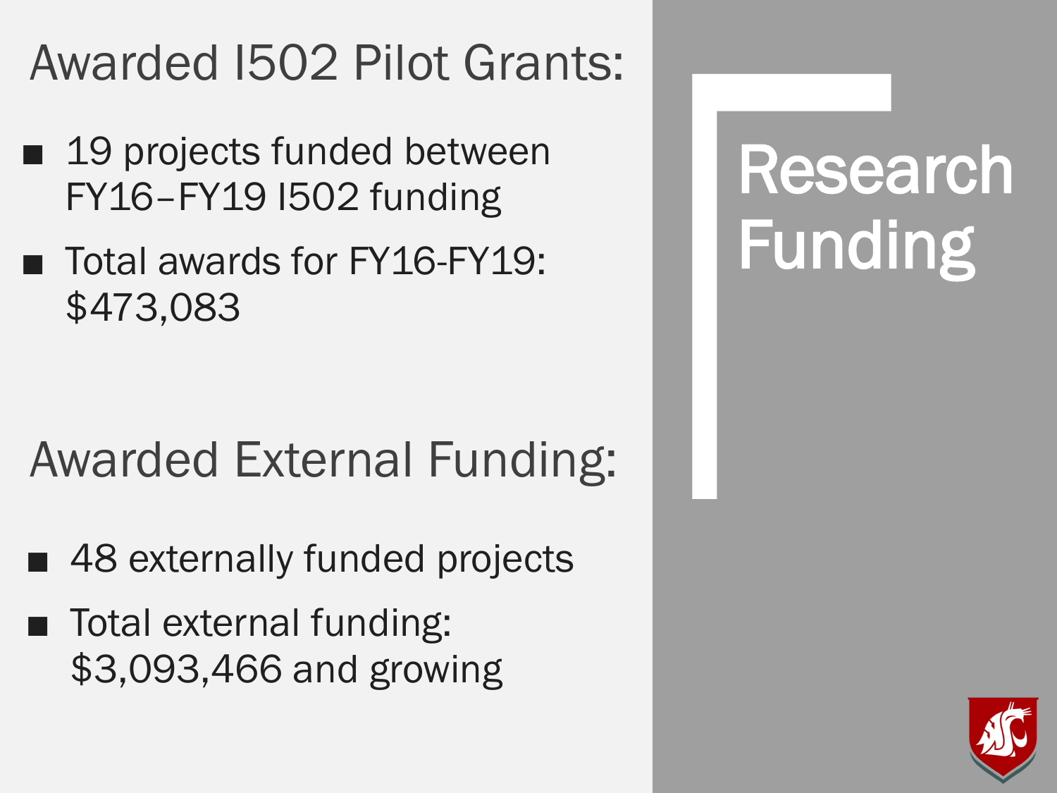# Research Funding

## Awarded I502 Pilot Grants:

- 19 projects funded between FY16–FY19 I502 funding
- Total awards for FY16-FY19: $473,083

## Awarded External Funding:

- 48 externally funded projects
- Total external funding: $3,093,466 and growing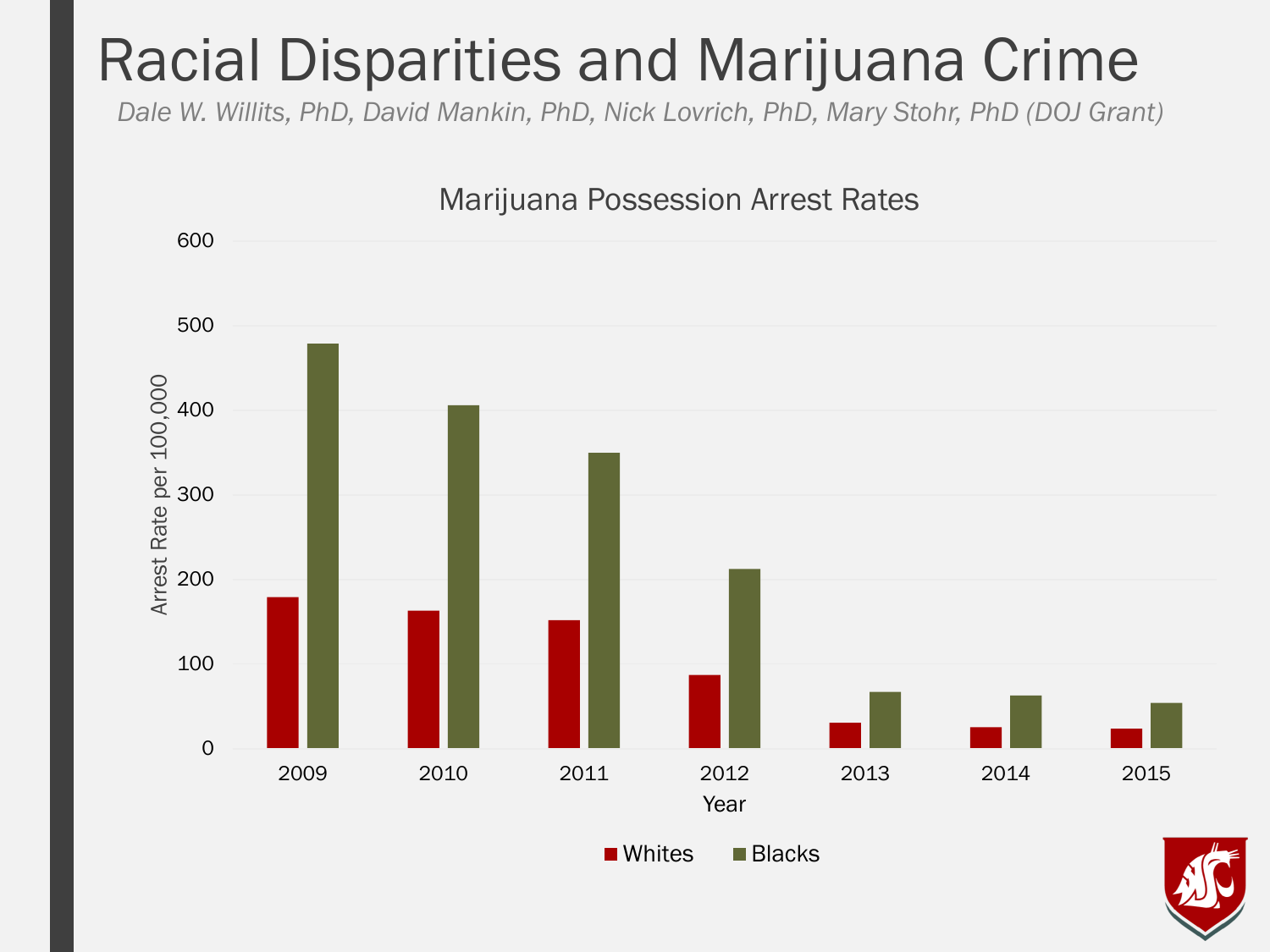# Racial Disparities and Marijuana Crime

*Dale W. Willits, PhD, David Mankin, PhD, Nick Lovrich, PhD, Mary Stohr, PhD (DOJ Grant)*

Marijuana Possession Arrest Rates

Arrest Rate per 100,000

600
500
400
300
200
100
0

2009 2010 2011 2012 2013 2014 2015

Year

Whites Blacks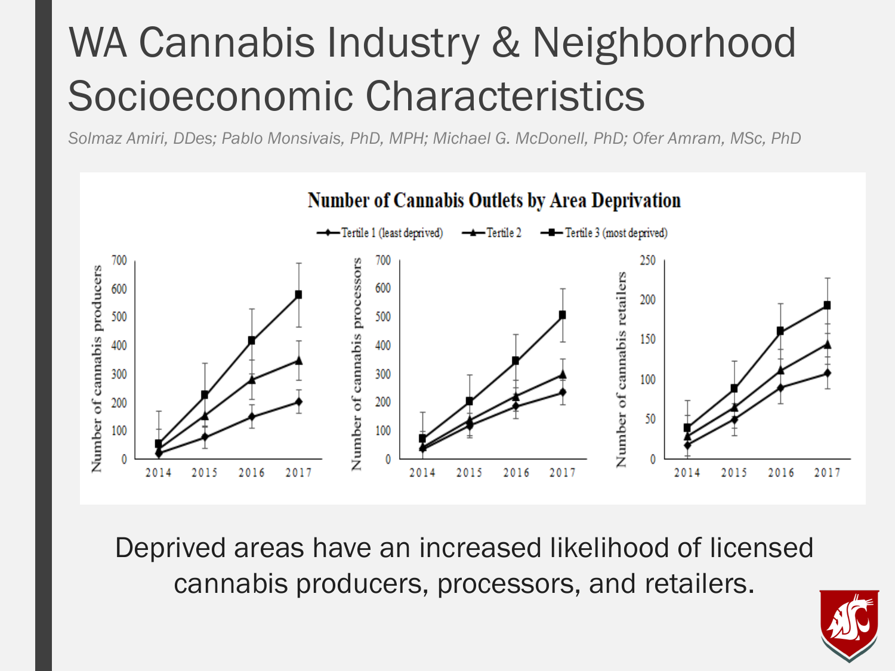# WA Cannabis Industry & Neighborhood Socioeconomic Characteristics

*Solmaz Amiri, DDes; Pablo Monsivais, PhD, MPH; Michael G. McDonell, PhD; Ofer Amram, MSc, PhD*

**Number of Cannabis Outlets by Area Deprivation**

Tertile 1 (least deprived) — Tertile 2 — Tertile 3 (most deprived)

Deprived areas have an increased likelihood of licensed cannabis producers, processors, and retailers.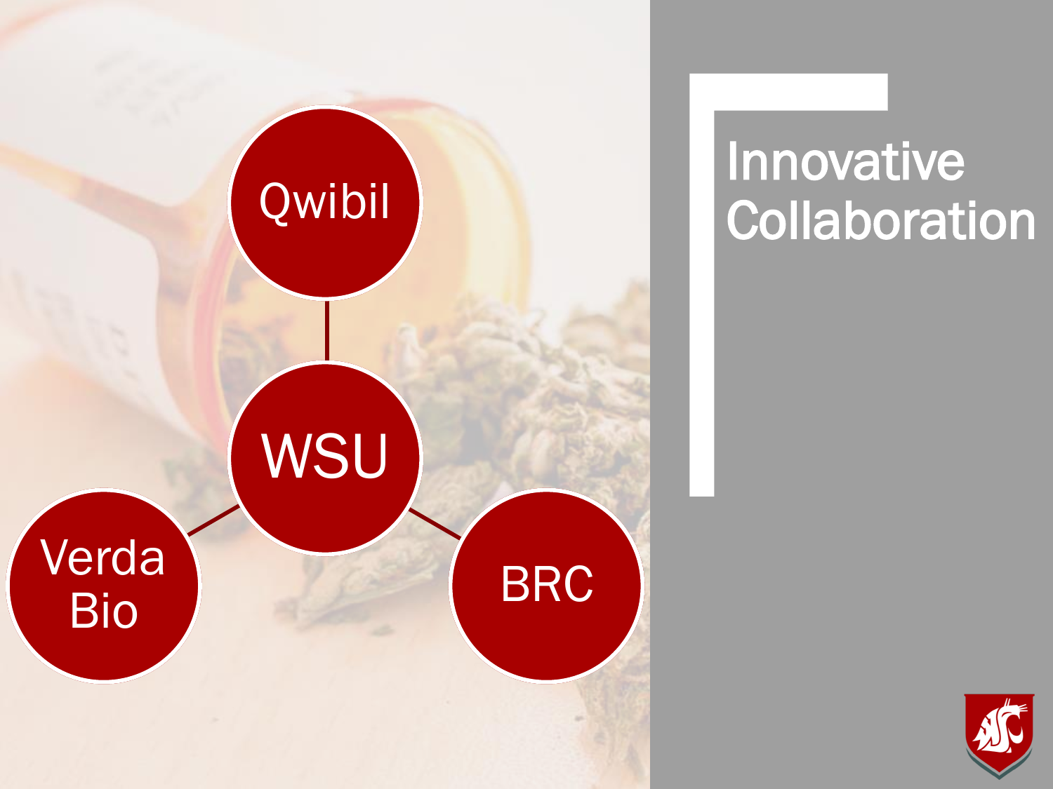# Innovative Collaboration

- WSU
  - Qwibil
  - Verda Bio
  - BRC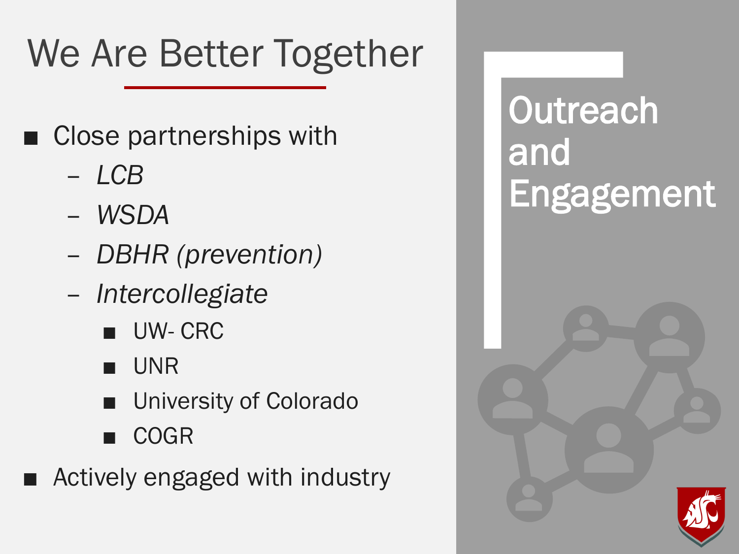# We Are Better Together

- Close partnerships with
  - *LCB*
  - *WSDA*
  - *DBHR (prevention)*
  - *Intercollegiate*
    - UW- CRC
    - UNR
    - University of Colorado
    - COGR
- Actively engaged with industry

## Outreach and Engagement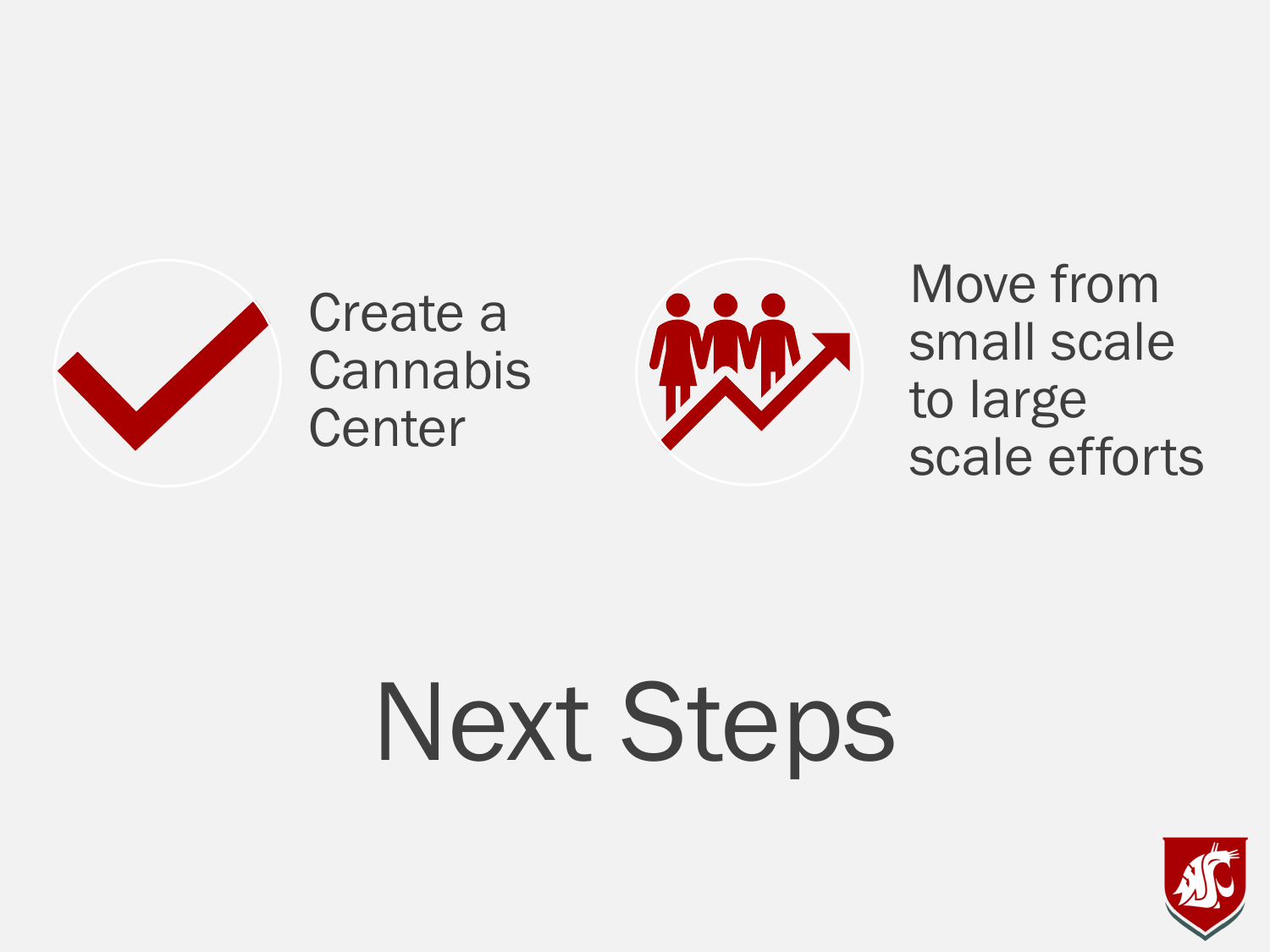# Next Steps

- Create a Cannabis Center
- Move from small scale to large scale efforts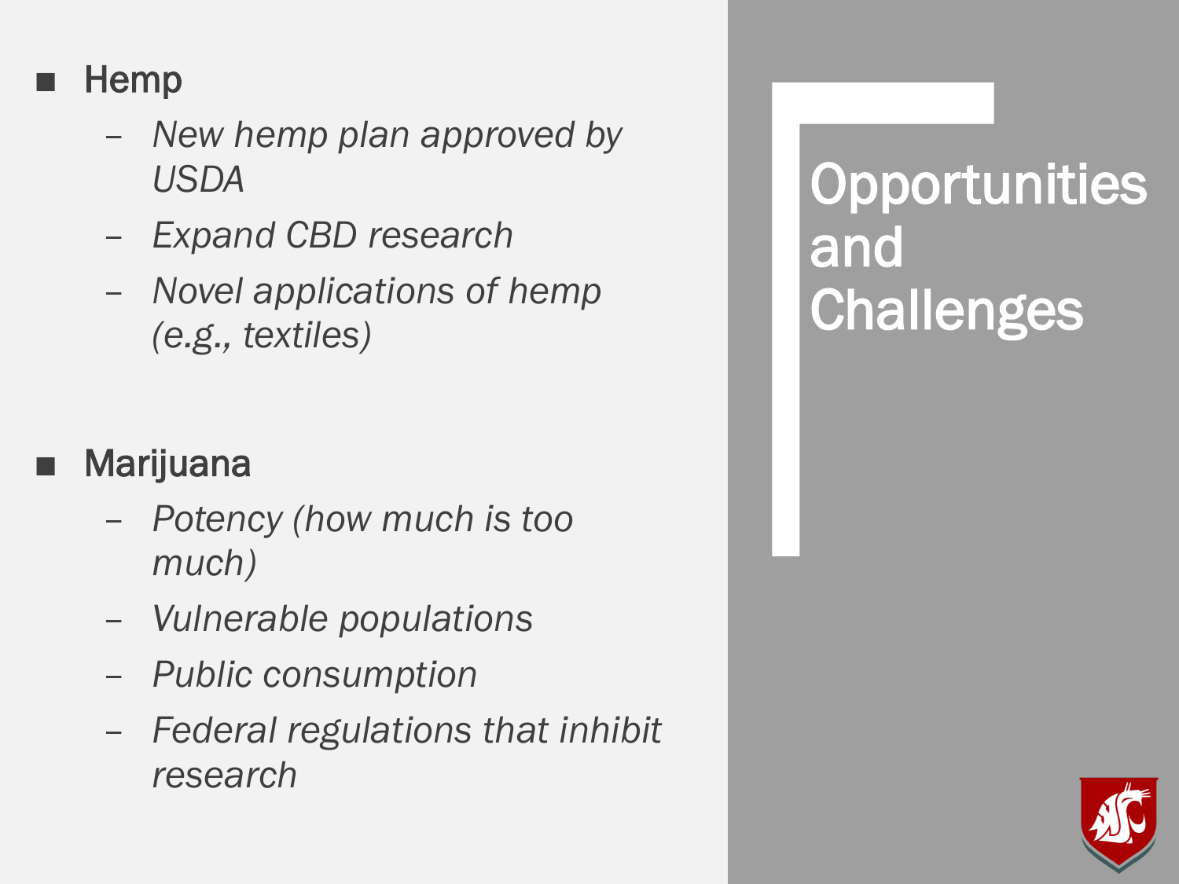# Opportunities and Challenges

- Hemp
  - *New hemp plan approved by USDA*
  - *Expand CBD research*
  - *Novel applications of hemp (e.g., textiles)*

- Marijuana
  - *Potency (how much is too much)*
  - *Vulnerable populations*
  - *Public consumption*
  - *Federal regulations that inhibit research*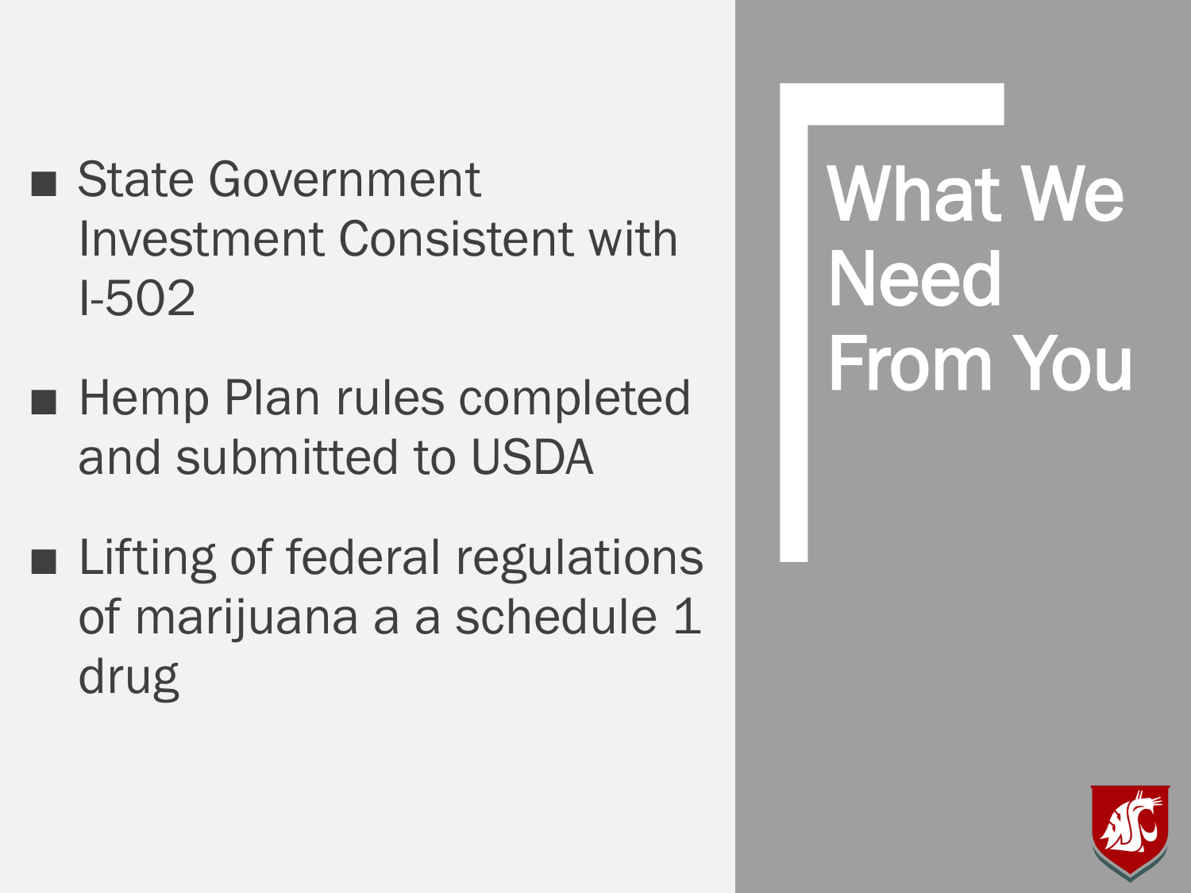# What We Need From You

- State Government Investment Consistent with I-502
- Hemp Plan rules completed and submitted to USDA
- Lifting of federal regulations of marijuana a a schedule 1 drug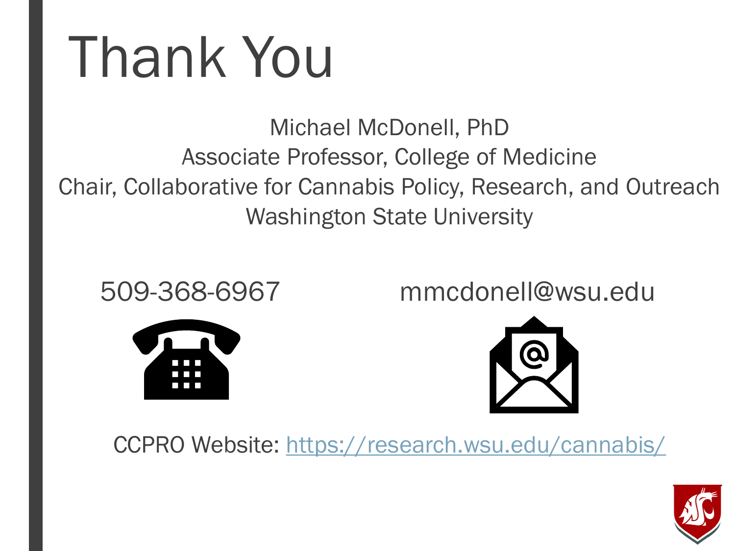# Thank You

Michael McDonell, PhD
Associate Professor, College of Medicine
Chair, Collaborative for Cannabis Policy, Research, and Outreach
Washington State University

509-368-6967

mmcdonell@wsu.edu

CCPRO Website: [https://research.wsu.edu/cannabis/](https://research.wsu.edu/cannabis/)